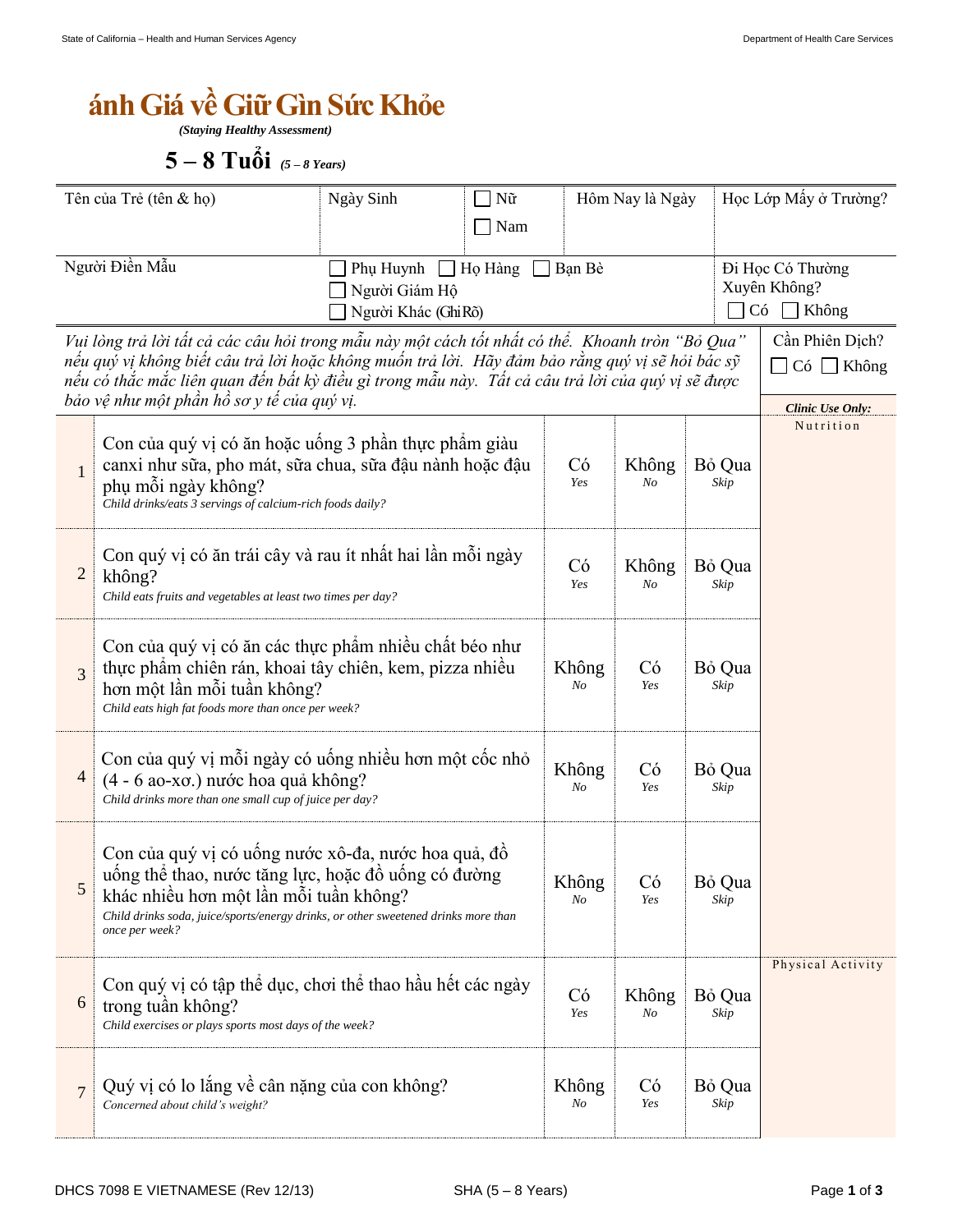State of California – Health and Human Services Agency | Department of Health Care Services

# ánh Giá về Giữ Gìn Sức Khỏe

*(Staying Healthy Assessment)*

## 5 – 8 Tuổi *(5 – 8 Years)*

| Tên của Trẻ (tên & họ) | Ngày Sinh | ☐ Nữ ☐ Nam | Hôm Nay là Ngày | Học Lớp Mấy ở Trường? |
|---|---|---|---|---|
| Người Điền Mẫu | ☐ Phụ Huynh ☐ Họ Hàng ☐ Bạn Bè ☐ Người Giám Hộ ☐ Người Khác (Ghi Rõ) | | | Đi Học Có Thường Xuyên Không? ☐ Có ☐ Không |

*Vui lòng trả lời tất cả các câu hỏi trong mẫu này một cách tốt nhất có thể. Khoanh tròn "Bỏ Qua" nếu quý vị không biết câu trả lời hoặc không muốn trả lời. Hãy đảm bảo rằng quý vị sẽ hỏi bác sỹ nếu có thắc mắc liên quan đến bất kỳ điều gì trong mẫu này. Tất cả câu trả lời của quý vị sẽ được bảo vệ như một phần hồ sơ y tế của quý vị.*

Cần Phiên Dịch? ☐ Có ☐ Không

| # | Câu hỏi | | | | ***Clinic Use Only:*** |
|---|---|---|---|---|---|
| 1 | Con của quý vị có ăn hoặc uống 3 phần thực phẩm giàu canxi như sữa, pho mát, sữa chua, sữa đậu nành hoặc đậu phụ mỗi ngày không? *Child drinks/eats 3 servings of calcium-rich foods daily?* | Có *Yes* | Không *No* | Bỏ Qua *Skip* | Nutrition |
| 2 | Con quý vị có ăn trái cây và rau ít nhất hai lần mỗi ngày không? *Child eats fruits and vegetables at least two times per day?* | Có *Yes* | Không *No* | Bỏ Qua *Skip* | |
| 3 | Con của quý vị có ăn các thực phẩm nhiều chất béo như thực phẩm chiên rán, khoai tây chiên, kem, pizza nhiều hơn một lần mỗi tuần không? *Child eats high fat foods more than once per week?* | Không *No* | Có *Yes* | Bỏ Qua *Skip* | |
| 4 | Con của quý vị mỗi ngày có uống nhiều hơn một cốc nhỏ (4 - 6 ao-xơ.) nước hoa quả không? *Child drinks more than one small cup of juice per day?* | Không *No* | Có *Yes* | Bỏ Qua *Skip* | |
| 5 | Con của quý vị có uống nước xô-đa, nước hoa quả, đồ uống thể thao, nước tăng lực, hoặc đồ uống có đường khác nhiều hơn một lần mỗi tuần không? *Child drinks soda, juice/sports/energy drinks, or other sweetened drinks more than once per week?* | Không *No* | Có *Yes* | Bỏ Qua *Skip* | |
| 6 | Con quý vị có tập thể dục, chơi thể thao hầu hết các ngày trong tuần không? *Child exercises or plays sports most days of the week?* | Có *Yes* | Không *No* | Bỏ Qua *Skip* | Physical Activity |
| 7 | Quý vị có lo lắng về cân nặng của con không? *Concerned about child's weight?* | Không *No* | Có *Yes* | Bỏ Qua *Skip* | |

DHCS 7098 E VIETNAMESE (Rev 12/13) SHA (5 – 8 Years)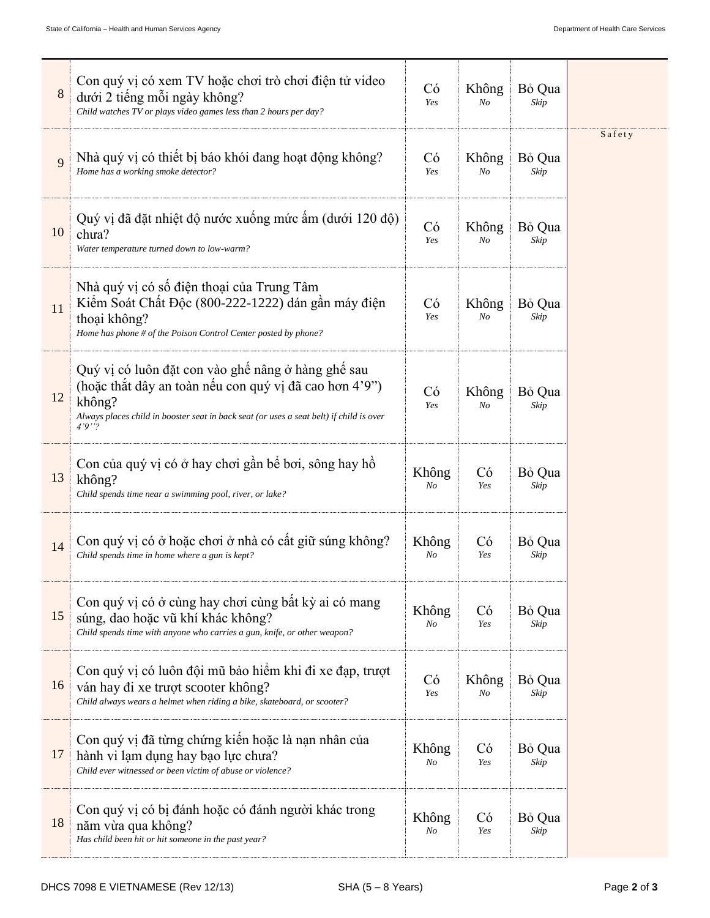| # | Question | | | | |
|---|---|---|---|---|---|
| 8 | Con quý vị có xem TV hoặc chơi trò chơi điện tử video dưới 2 tiếng mỗi ngày không?<br>*Child watches TV or plays video games less than 2 hours per day?* | Có<br>*Yes* | Không<br>*No* | Bỏ Qua<br>*Skip* | |
| 9 | Nhà quý vị có thiết bị báo khói đang hoạt động không?<br>*Home has a working smoke detector?* | Có<br>*Yes* | Không<br>*No* | Bỏ Qua<br>*Skip* | Safety |
| 10 | Quý vị đã đặt nhiệt độ nước xuống mức ấm (dưới 120 độ) chưa?<br>*Water temperature turned down to low-warm?* | Có<br>*Yes* | Không<br>*No* | Bỏ Qua<br>*Skip* | |
| 11 | Nhà quý vị có số điện thoại của Trung Tâm Kiểm Soát Chất Độc (800-222-1222) dán gần máy điện thoại không?<br>*Home has phone # of the Poison Control Center posted by phone?* | Có<br>*Yes* | Không<br>*No* | Bỏ Qua<br>*Skip* | |
| 12 | Quý vị có luôn đặt con vào ghế nâng ở hàng ghế sau (hoặc thắt dây an toàn nếu con quý vị đã cao hơn 4'9") không?<br>*Always places child in booster seat in back seat (or uses a seat belt) if child is over 4'9"?* | Có<br>*Yes* | Không<br>*No* | Bỏ Qua<br>*Skip* | |
| 13 | Con của quý vị có ở hay chơi gần bể bơi, sông hay hồ không?<br>*Child spends time near a swimming pool, river, or lake?* | Không<br>*No* | Có<br>*Yes* | Bỏ Qua<br>*Skip* | |
| 14 | Con quý vị có ở hoặc chơi ở nhà có cất giữ súng không?<br>*Child spends time in home where a gun is kept?* | Không<br>*No* | Có<br>*Yes* | Bỏ Qua<br>*Skip* | |
| 15 | Con quý vị có ở cùng hay chơi cùng bất kỳ ai có mang súng, dao hoặc vũ khí khác không?<br>*Child spends time with anyone who carries a gun, knife, or other weapon?* | Không<br>*No* | Có<br>*Yes* | Bỏ Qua<br>*Skip* | |
| 16 | Con quý vị có luôn đội mũ bảo hiểm khi đi xe đạp, trượt ván hay đi xe trượt scooter không?<br>*Child always wears a helmet when riding a bike, skateboard, or scooter?* | Có<br>*Yes* | Không<br>*No* | Bỏ Qua<br>*Skip* | |
| 17 | Con quý vị đã từng chứng kiến hoặc là nạn nhân của hành vi lạm dụng hay bạo lực chưa?<br>*Child ever witnessed or been victim of abuse or violence?* | Không<br>*No* | Có<br>*Yes* | Bỏ Qua<br>*Skip* | |
| 18 | Con quý vị có bị đánh hoặc có đánh người khác trong năm vừa qua không?<br>*Has child been hit or hit someone in the past year?* | Không<br>*No* | Có<br>*Yes* | Bỏ Qua<br>*Skip* | |

DHCS 7098 E VIETNAMESE (Rev 12/13) SHA (5 – 8 Years)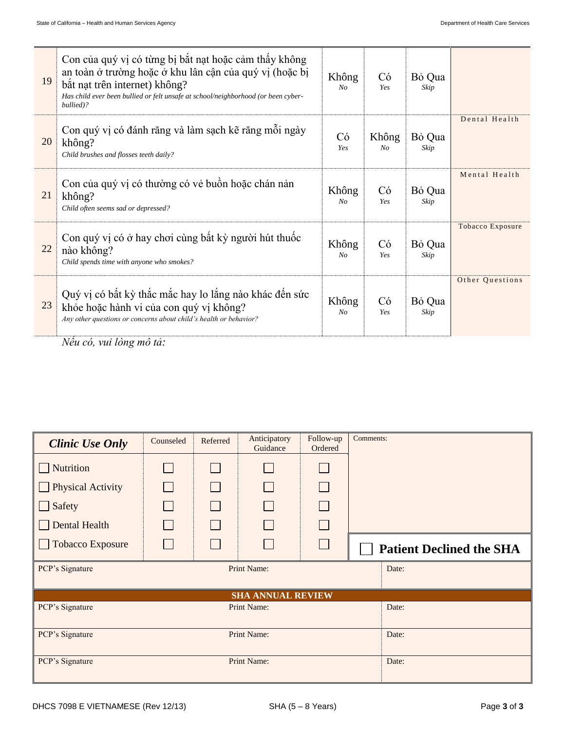| | | | | | |
|---|---|---|---|---|---|
| 19 | Con của quý vị có từng bị bắt nạt hoặc cảm thấy không an toàn ở trường hoặc ở khu lân cận của quý vị (hoặc bị bắt nạt trên internet) không?<br>*Has child ever been bullied or felt unsafe at school/neighborhood (or been cyber-bullied)?* | Không<br>*No* | Có<br>*Yes* | Bỏ Qua<br>*Skip* | |
| 20 | Con quý vị có đánh răng và làm sạch kẽ răng mỗi ngày không?<br>*Child brushes and flosses teeth daily?* | Có<br>*Yes* | Không<br>*No* | Bỏ Qua<br>*Skip* | Dental Health |
| 21 | Con của quý vị có thường có vẻ buồn hoặc chán nản không?<br>*Child often seems sad or depressed?* | Không<br>*No* | Có<br>*Yes* | Bỏ Qua<br>*Skip* | Mental Health |
| 22 | Con quý vị có ở hay chơi cùng bất kỳ người hút thuốc nào không?<br>*Child spends time with anyone who smokes?* | Không<br>*No* | Có<br>*Yes* | Bỏ Qua<br>*Skip* | Tobacco Exposure |
| 23 | Quý vị có bất kỳ thắc mắc hay lo lắng nào khác đến sức khỏe hoặc hành vi của con quý vị không?<br>*Any other questions or concerns about child's health or behavior?* | Không<br>*No* | Có<br>*Yes* | Bỏ Qua<br>*Skip* | Other Questions |

*Nếu có, vui lòng mô tả:*

| ***Clinic Use Only*** | Counseled | Referred | Anticipatory Guidance | Follow-up Ordered | Comments: |
|---|---|---|---|---|---|
| ☐ Nutrition | ☐ | ☐ | ☐ | ☐ | |
| ☐ Physical Activity | ☐ | ☐ | ☐ | ☐ | |
| ☐ Safety | ☐ | ☐ | ☐ | ☐ | |
| ☐ Dental Health | ☐ | ☐ | ☐ | ☐ | |
| ☐ Tobacco Exposure | ☐ | ☐ | ☐ | ☐ | ☐ **Patient Declined the SHA** |

| PCP's Signature | Print Name: | Date: |
|---|---|---|
| | | |

**SHA ANNUAL REVIEW**

| PCP's Signature | Print Name: | Date: |
|---|---|---|
| PCP's Signature | Print Name: | Date: |
| PCP's Signature | Print Name: | Date: |

DHCS 7098 E VIETNAMESE (Rev 12/13) SHA (5 – 8 Years)